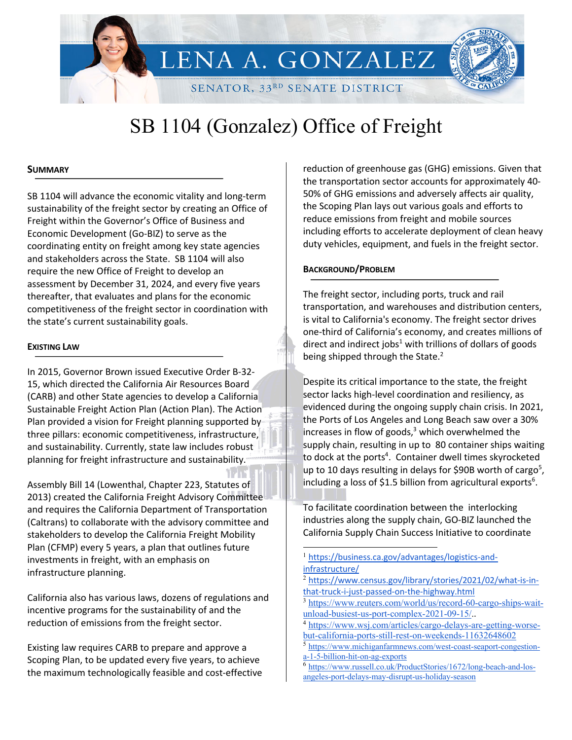LENA A. GONZALEZ

SENATOR, 33RD SENATE DISTRICT

# SB 1104 (Gonzalez) Office of Freight

## SUMMARY

SB 1104 will advance the economic vitality and long-term sustainability of the freight sector by creating an Office of Freight within the Governor's Office of Business and Economic Development (Go-BIZ) to serve as the coordinating entity on freight among key state agencies and stakeholders across the State. SB 1104 will also require the new Office of Freight to develop an assessment by December 31, 2024, and every five years thereafter, that evaluates and plans for the economic competitiveness of the freight sector in coordination with the state's current sustainability goals.

## EXISTING LAW

In 2015, Governor Brown issued Executive Order B-32-15, which directed the California Air Resources Board (CARB) and other State agencies to develop a California Sustainable Freight Action Plan (Action Plan). The Action Plan provided a vision for Freight planning supported by three pillars: economic competitiveness, infrastructure, and sustainability. Currently, state law includes robust planning for freight infrastructure and sustainability.

Assembly Bill 14 (Lowenthal, Chapter 223, Statutes of 2013) created the California Freight Advisory Committee and requires the California Department of Transportation (Caltrans) to collaborate with the advisory committee and stakeholders to develop the California Freight Mobility Plan (CFMP) every 5 years, a plan that outlines future investments in freight, with an emphasis on infrastructure planning.

California also has various laws, dozens of regulations and incentive programs for the sustainability of and the reduction of emissions from the freight sector.

Existing law requires CARB to prepare and approve a Scoping Plan, to be updated every five years, to achieve the maximum technologically feasible and cost-effective reduction of greenhouse gas (GHG) emissions. Given that the transportation sector accounts for approximately 40-50% of GHG emissions and adversely affects air quality, the Scoping Plan lays out various goals and efforts to reduce emissions from freight and mobile sources including efforts to accelerate deployment of clean heavy duty vehicles, equipment, and fuels in the freight sector.

## BACKGROUND/PROBLEM

The freight sector, including ports, truck and rail transportation, and warehouses and distribution centers, is vital to California's economy. The freight sector drives one-third of California's economy, and creates millions of direct and indirect jobs[1] with trillions of dollars of goods being shipped through the State.[2]

Despite its critical importance to the state, the freight sector lacks high-level coordination and resiliency, as evidenced during the ongoing supply chain crisis. In 2021, the Ports of Los Angeles and Long Beach saw over a 30% increases in flow of goods,[3] which overwhelmed the supply chain, resulting in up to 80 container ships waiting to dock at the ports[4]. Container dwell times skyrocketed up to 10 days resulting in delays for $90B worth of cargo[5], including a loss of $1.5 billion from agricultural exports[6].

To facilitate coordination between the interlocking industries along the supply chain, GO-BIZ launched the California Supply Chain Success Initiative to coordinate

---

[1] https://business.ca.gov/advantages/logistics-and-infrastructure/

[2] https://www.census.gov/library/stories/2021/02/what-is-in-that-truck-i-just-passed-on-the-highway.html

[3] https://www.reuters.com/world/us/record-60-cargo-ships-wait-unload-busiest-us-port-complex-2021-09-15/..

[4] https://www.wsj.com/articles/cargo-delays-are-getting-worse-but-california-ports-still-rest-on-weekends-11632648602

[5] https://www.michiganfarmnews.com/west-coast-seaport-congestion-a-1-5-billion-hit-on-ag-exports

[6] https://www.russell.co.uk/ProductStories/1672/long-beach-and-los-angeles-port-delays-may-disrupt-us-holiday-season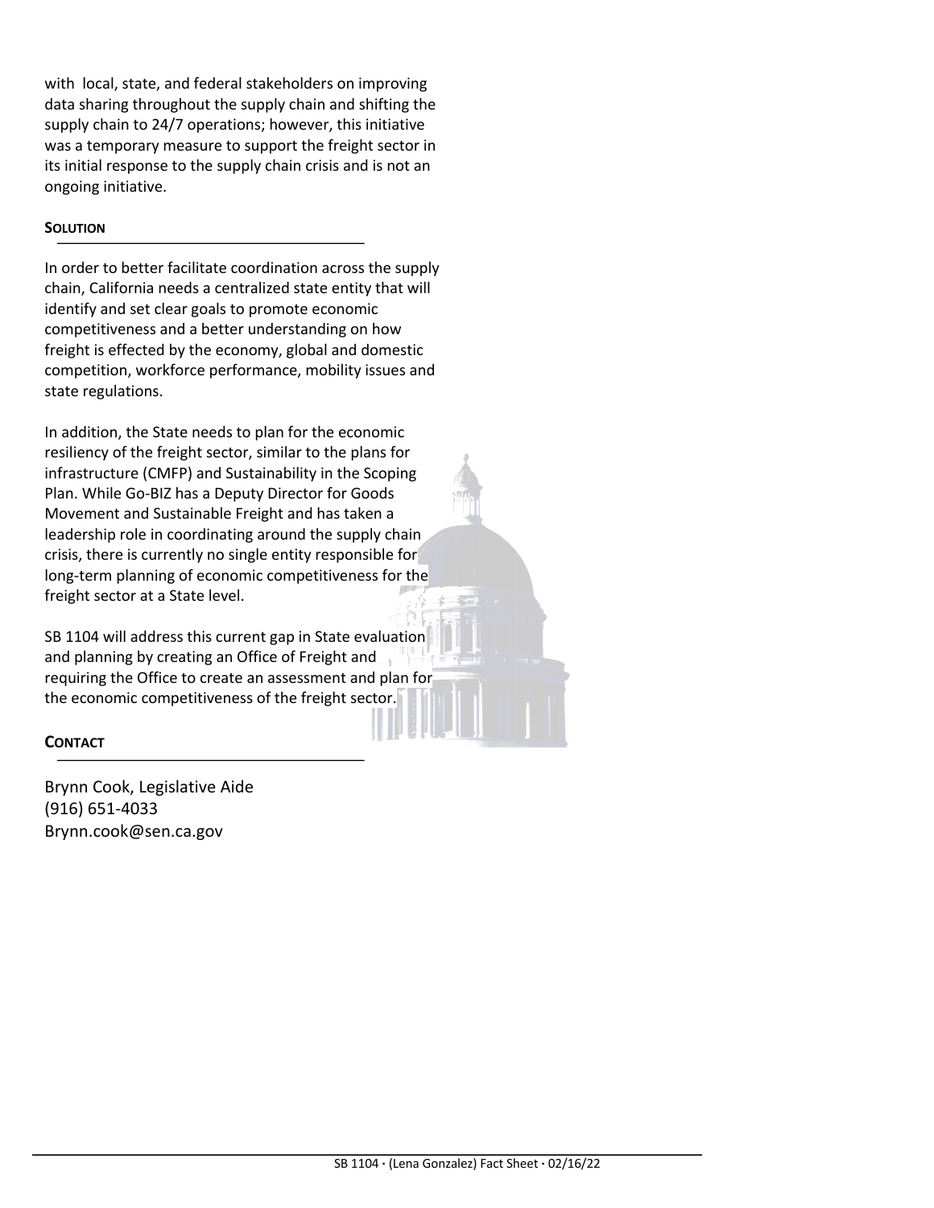with local, state, and federal stakeholders on improving data sharing throughout the supply chain and shifting the supply chain to 24/7 operations; however, this initiative was a temporary measure to support the freight sector in its initial response to the supply chain crisis and is not an ongoing initiative.

## SOLUTION

In order to better facilitate coordination across the supply chain, California needs a centralized state entity that will identify and set clear goals to promote economic competitiveness and a better understanding on how freight is effected by the economy, global and domestic competition, workforce performance, mobility issues and state regulations.

In addition, the State needs to plan for the economic resiliency of the freight sector, similar to the plans for infrastructure (CMFP) and Sustainability in the Scoping Plan. While Go-BIZ has a Deputy Director for Goods Movement and Sustainable Freight and has taken a leadership role in coordinating around the supply chain crisis, there is currently no single entity responsible for long-term planning of economic competitiveness for the freight sector at a State level.

SB 1104 will address this current gap in State evaluation and planning by creating an Office of Freight and requiring the Office to create an assessment and plan for the economic competitiveness of the freight sector.

## CONTACT

Brynn Cook, Legislative Aide
(916) 651-4033
Brynn.cook@sen.ca.gov